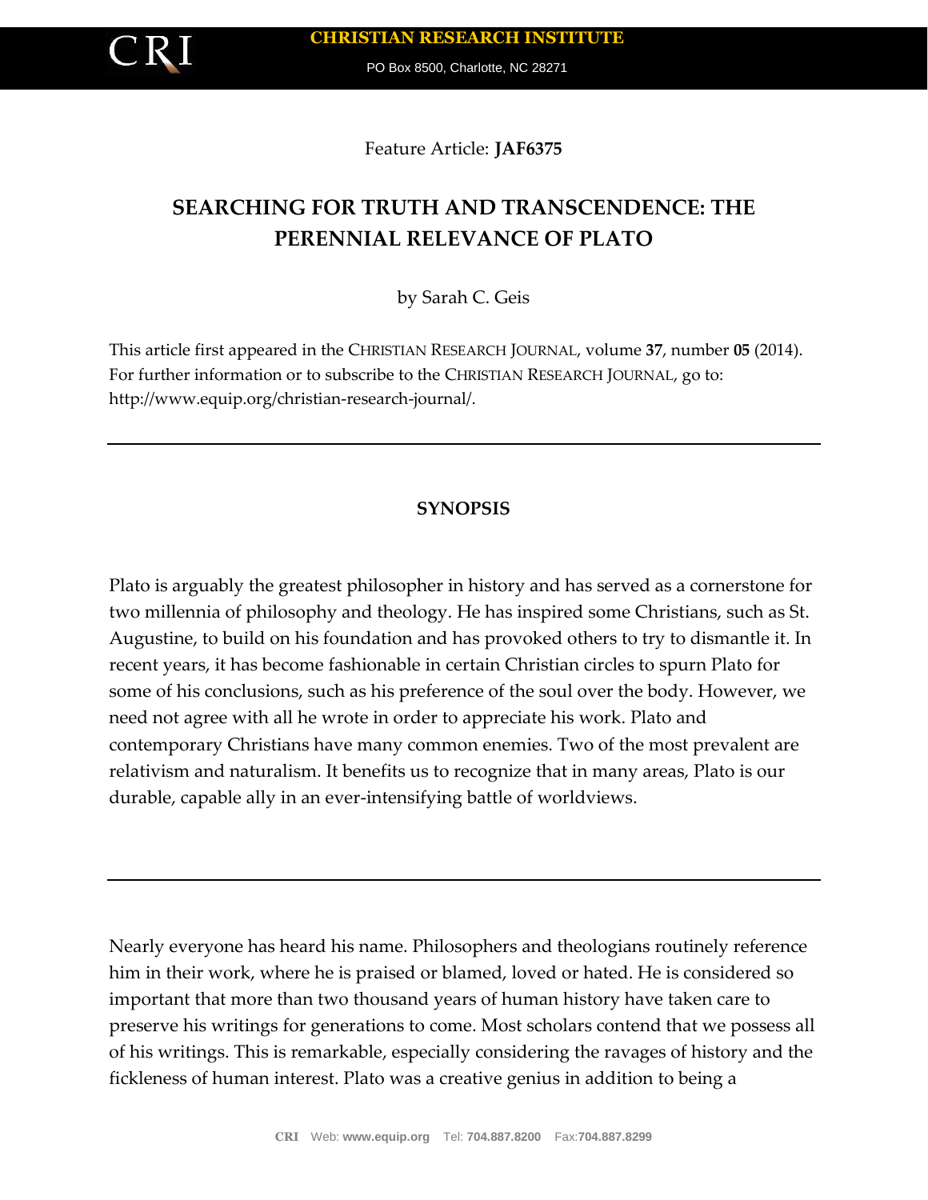Feature Article: **JAF6375**

# SEARCHING FOR TRUTH AND TRANSCENDENCE: THE PERENNIAL RELEVANCE OF PLATO

by Sarah C. Geis

This article first appeared in the CHRISTIAN RESEARCH JOURNAL, volume **37**, number **05** (2014). For further information or to subscribe to the CHRISTIAN RESEARCH JOURNAL, go to: http://www.equip.org/christian-research-journal/.

---

## SYNOPSIS

Plato is arguably the greatest philosopher in history and has served as a cornerstone for two millennia of philosophy and theology. He has inspired some Christians, such as St. Augustine, to build on his foundation and has provoked others to try to dismantle it. In recent years, it has become fashionable in certain Christian circles to spurn Plato for some of his conclusions, such as his preference of the soul over the body. However, we need not agree with all he wrote in order to appreciate his work. Plato and contemporary Christians have many common enemies. Two of the most prevalent are relativism and naturalism. It benefits us to recognize that in many areas, Plato is our durable, capable ally in an ever-intensifying battle of worldviews.

---

Nearly everyone has heard his name. Philosophers and theologians routinely reference him in their work, where he is praised or blamed, loved or hated. He is considered so important that more than two thousand years of human history have taken care to preserve his writings for generations to come. Most scholars contend that we possess all of his writings. This is remarkable, especially considering the ravages of history and the fickleness of human interest. Plato was a creative genius in addition to being a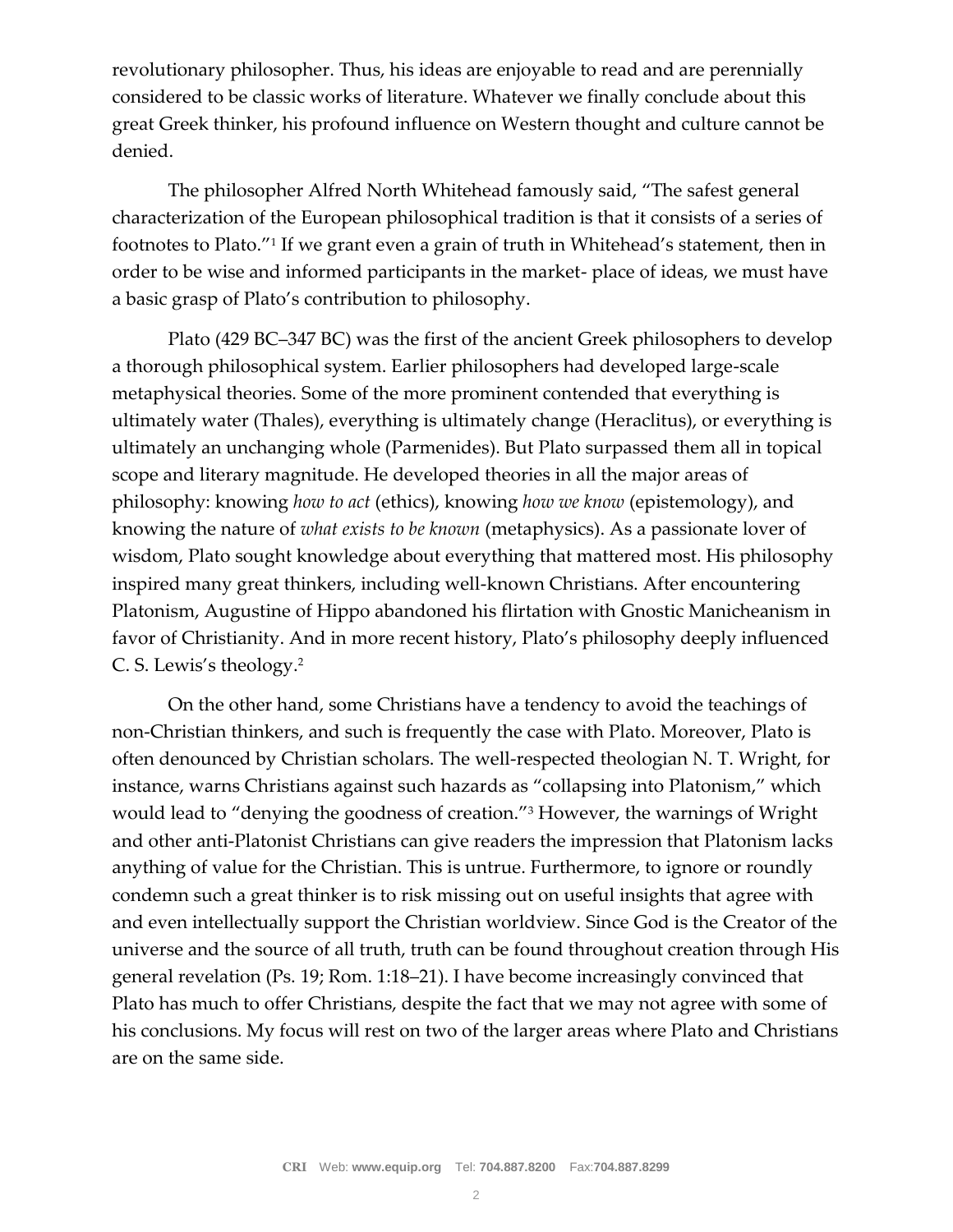revolutionary philosopher. Thus, his ideas are enjoyable to read and are perennially considered to be classic works of literature. Whatever we finally conclude about this great Greek thinker, his profound influence on Western thought and culture cannot be denied.

The philosopher Alfred North Whitehead famously said, "The safest general characterization of the European philosophical tradition is that it consists of a series of footnotes to Plato."[1] If we grant even a grain of truth in Whitehead's statement, then in order to be wise and informed participants in the market- place of ideas, we must have a basic grasp of Plato's contribution to philosophy.

Plato (429 BC–347 BC) was the first of the ancient Greek philosophers to develop a thorough philosophical system. Earlier philosophers had developed large-scale metaphysical theories. Some of the more prominent contended that everything is ultimately water (Thales), everything is ultimately change (Heraclitus), or everything is ultimately an unchanging whole (Parmenides). But Plato surpassed them all in topical scope and literary magnitude. He developed theories in all the major areas of philosophy: knowing *how to act* (ethics), knowing *how we know* (epistemology), and knowing the nature of *what exists to be known* (metaphysics). As a passionate lover of wisdom, Plato sought knowledge about everything that mattered most. His philosophy inspired many great thinkers, including well-known Christians. After encountering Platonism, Augustine of Hippo abandoned his flirtation with Gnostic Manicheanism in favor of Christianity. And in more recent history, Plato's philosophy deeply influenced C. S. Lewis's theology.[2]

On the other hand, some Christians have a tendency to avoid the teachings of non-Christian thinkers, and such is frequently the case with Plato. Moreover, Plato is often denounced by Christian scholars. The well-respected theologian N. T. Wright, for instance, warns Christians against such hazards as "collapsing into Platonism," which would lead to "denying the goodness of creation."[3] However, the warnings of Wright and other anti-Platonist Christians can give readers the impression that Platonism lacks anything of value for the Christian. This is untrue. Furthermore, to ignore or roundly condemn such a great thinker is to risk missing out on useful insights that agree with and even intellectually support the Christian worldview. Since God is the Creator of the universe and the source of all truth, truth can be found throughout creation through His general revelation (Ps. 19; Rom. 1:18–21). I have become increasingly convinced that Plato has much to offer Christians, despite the fact that we may not agree with some of his conclusions. My focus will rest on two of the larger areas where Plato and Christians are on the same side.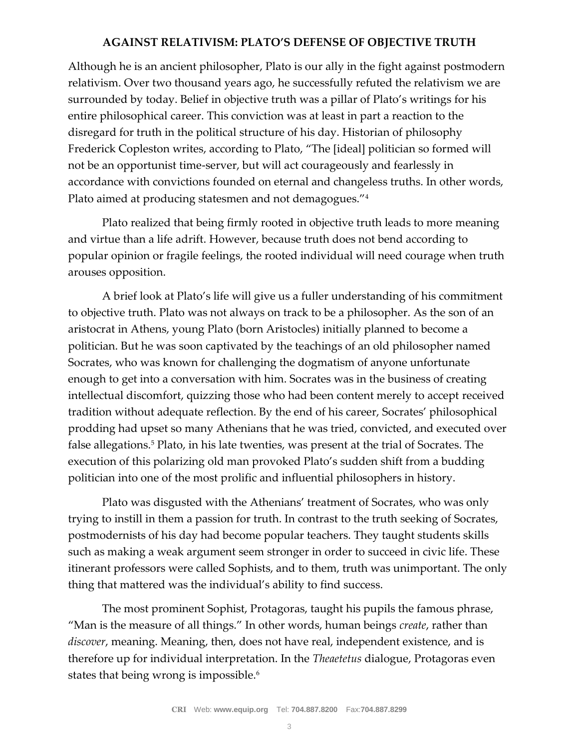**AGAINST RELATIVISM: PLATO'S DEFENSE OF OBJECTIVE TRUTH**

Although he is an ancient philosopher, Plato is our ally in the fight against postmodern relativism. Over two thousand years ago, he successfully refuted the relativism we are surrounded by today. Belief in objective truth was a pillar of Plato's writings for his entire philosophical career. This conviction was at least in part a reaction to the disregard for truth in the political structure of his day. Historian of philosophy Frederick Copleston writes, according to Plato, "The [ideal] politician so formed will not be an opportunist time-server, but will act courageously and fearlessly in accordance with convictions founded on eternal and changeless truths. In other words, Plato aimed at producing statesmen and not demagogues."[4]

Plato realized that being firmly rooted in objective truth leads to more meaning and virtue than a life adrift. However, because truth does not bend according to popular opinion or fragile feelings, the rooted individual will need courage when truth arouses opposition.

A brief look at Plato's life will give us a fuller understanding of his commitment to objective truth. Plato was not always on track to be a philosopher. As the son of an aristocrat in Athens, young Plato (born Aristocles) initially planned to become a politician. But he was soon captivated by the teachings of an old philosopher named Socrates, who was known for challenging the dogmatism of anyone unfortunate enough to get into a conversation with him. Socrates was in the business of creating intellectual discomfort, quizzing those who had been content merely to accept received tradition without adequate reflection. By the end of his career, Socrates' philosophical prodding had upset so many Athenians that he was tried, convicted, and executed over false allegations.[5] Plato, in his late twenties, was present at the trial of Socrates. The execution of this polarizing old man provoked Plato's sudden shift from a budding politician into one of the most prolific and influential philosophers in history.

Plato was disgusted with the Athenians' treatment of Socrates, who was only trying to instill in them a passion for truth. In contrast to the truth seeking of Socrates, postmodernists of his day had become popular teachers. They taught students skills such as making a weak argument seem stronger in order to succeed in civic life. These itinerant professors were called Sophists, and to them, truth was unimportant. The only thing that mattered was the individual's ability to find success.

The most prominent Sophist, Protagoras, taught his pupils the famous phrase, "Man is the measure of all things." In other words, human beings *create*, rather than *discover*, meaning. Meaning, then, does not have real, independent existence, and is therefore up for individual interpretation. In the *Theaetetus* dialogue, Protagoras even states that being wrong is impossible.[6]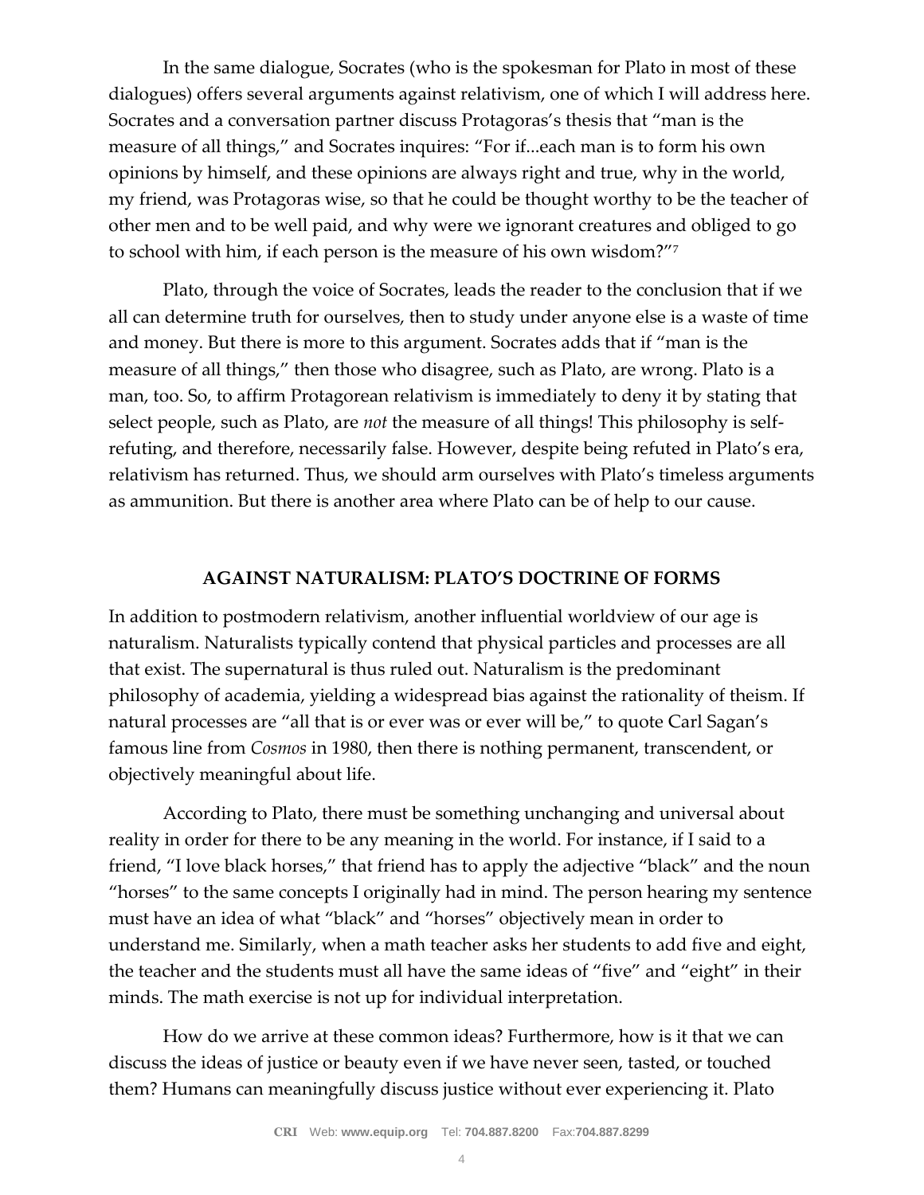In the same dialogue, Socrates (who is the spokesman for Plato in most of these dialogues) offers several arguments against relativism, one of which I will address here. Socrates and a conversation partner discuss Protagoras's thesis that "man is the measure of all things," and Socrates inquires: "For if...each man is to form his own opinions by himself, and these opinions are always right and true, why in the world, my friend, was Protagoras wise, so that he could be thought worthy to be the teacher of other men and to be well paid, and why were we ignorant creatures and obliged to go to school with him, if each person is the measure of his own wisdom?"[7]

Plato, through the voice of Socrates, leads the reader to the conclusion that if we all can determine truth for ourselves, then to study under anyone else is a waste of time and money. But there is more to this argument. Socrates adds that if "man is the measure of all things," then those who disagree, such as Plato, are wrong. Plato is a man, too. So, to affirm Protagorean relativism is immediately to deny it by stating that select people, such as Plato, are *not* the measure of all things! This philosophy is self-refuting, and therefore, necessarily false. However, despite being refuted in Plato's era, relativism has returned. Thus, we should arm ourselves with Plato's timeless arguments as ammunition. But there is another area where Plato can be of help to our cause.

## AGAINST NATURALISM: PLATO'S DOCTRINE OF FORMS

In addition to postmodern relativism, another influential worldview of our age is naturalism. Naturalists typically contend that physical particles and processes are all that exist. The supernatural is thus ruled out. Naturalism is the predominant philosophy of academia, yielding a widespread bias against the rationality of theism. If natural processes are "all that is or ever was or ever will be," to quote Carl Sagan's famous line from *Cosmos* in 1980, then there is nothing permanent, transcendent, or objectively meaningful about life.

According to Plato, there must be something unchanging and universal about reality in order for there to be any meaning in the world. For instance, if I said to a friend, "I love black horses," that friend has to apply the adjective "black" and the noun "horses" to the same concepts I originally had in mind. The person hearing my sentence must have an idea of what "black" and "horses" objectively mean in order to understand me. Similarly, when a math teacher asks her students to add five and eight, the teacher and the students must all have the same ideas of "five" and "eight" in their minds. The math exercise is not up for individual interpretation.

How do we arrive at these common ideas? Furthermore, how is it that we can discuss the ideas of justice or beauty even if we have never seen, tasted, or touched them? Humans can meaningfully discuss justice without ever experiencing it. Plato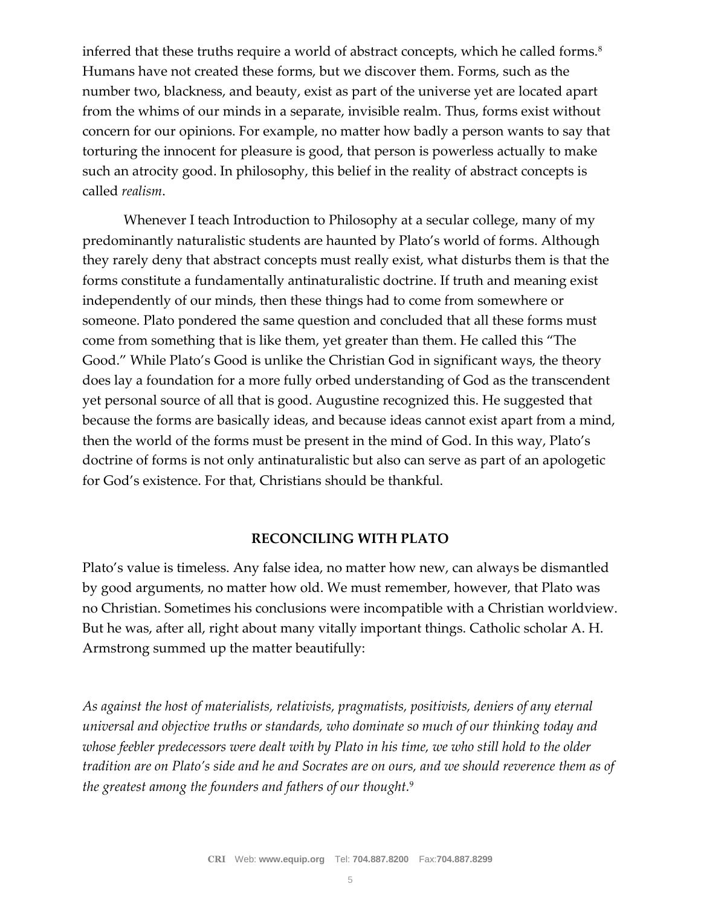inferred that these truths require a world of abstract concepts, which he called forms.[8] Humans have not created these forms, but we discover them. Forms, such as the number two, blackness, and beauty, exist as part of the universe yet are located apart from the whims of our minds in a separate, invisible realm. Thus, forms exist without concern for our opinions. For example, no matter how badly a person wants to say that torturing the innocent for pleasure is good, that person is powerless actually to make such an atrocity good. In philosophy, this belief in the reality of abstract concepts is called *realism*.

Whenever I teach Introduction to Philosophy at a secular college, many of my predominantly naturalistic students are haunted by Plato's world of forms. Although they rarely deny that abstract concepts must really exist, what disturbs them is that the forms constitute a fundamentally antinaturalistic doctrine. If truth and meaning exist independently of our minds, then these things had to come from somewhere or someone. Plato pondered the same question and concluded that all these forms must come from something that is like them, yet greater than them. He called this "The Good." While Plato's Good is unlike the Christian God in significant ways, the theory does lay a foundation for a more fully orbed understanding of God as the transcendent yet personal source of all that is good. Augustine recognized this. He suggested that because the forms are basically ideas, and because ideas cannot exist apart from a mind, then the world of the forms must be present in the mind of God. In this way, Plato's doctrine of forms is not only antinaturalistic but also can serve as part of an apologetic for God's existence. For that, Christians should be thankful.

## RECONCILING WITH PLATO

Plato's value is timeless. Any false idea, no matter how new, can always be dismantled by good arguments, no matter how old. We must remember, however, that Plato was no Christian. Sometimes his conclusions were incompatible with a Christian worldview. But he was, after all, right about many vitally important things. Catholic scholar A. H. Armstrong summed up the matter beautifully:

*As against the host of materialists, relativists, pragmatists, positivists, deniers of any eternal universal and objective truths or standards, who dominate so much of our thinking today and whose feebler predecessors were dealt with by Plato in his time, we who still hold to the older tradition are on Plato's side and he and Socrates are on ours, and we should reverence them as of the greatest among the founders and fathers of our thought.*[9]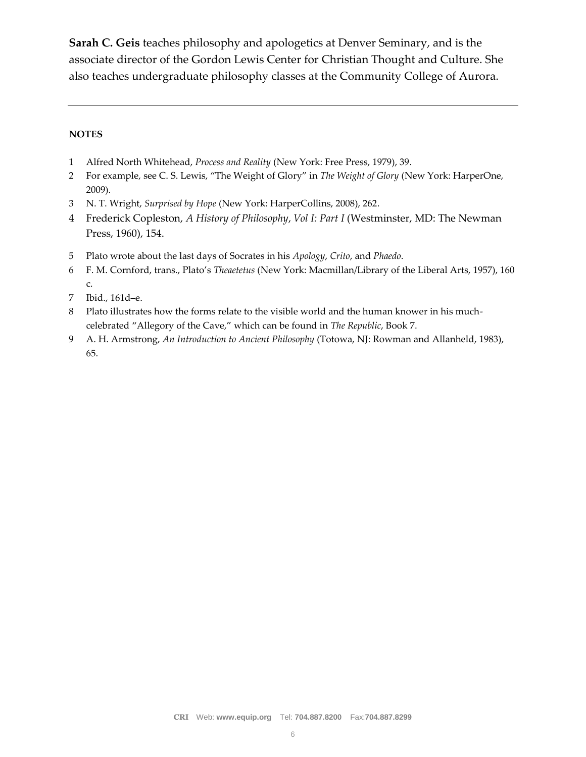**Sarah C. Geis** teaches philosophy and apologetics at Denver Seminary, and is the associate director of the Gordon Lewis Center for Christian Thought and Culture. She also teaches undergraduate philosophy classes at the Community College of Aurora.

---

**NOTES**

1. Alfred North Whitehead, *Process and Reality* (New York: Free Press, 1979), 39.
2. For example, see C. S. Lewis, "The Weight of Glory" in *The Weight of Glory* (New York: HarperOne, 2009).
3. N. T. Wright, *Surprised by Hope* (New York: HarperCollins, 2008), 262.
4. Frederick Copleston, *A History of Philosophy*, *Vol I: Part I* (Westminster, MD: The Newman Press, 1960), 154.
5. Plato wrote about the last days of Socrates in his *Apology*, *Crito*, and *Phaedo*.
6. F. M. Cornford, trans., Plato's *Theaetetus* (New York: Macmillan/Library of the Liberal Arts, 1957), 160 c.
7. Ibid., 161d–e.
8. Plato illustrates how the forms relate to the visible world and the human knower in his much-celebrated "Allegory of the Cave," which can be found in *The Republic*, Book 7.
9. A. H. Armstrong, *An Introduction to Ancient Philosophy* (Totowa, NJ: Rowman and Allanheld, 1983), 65.